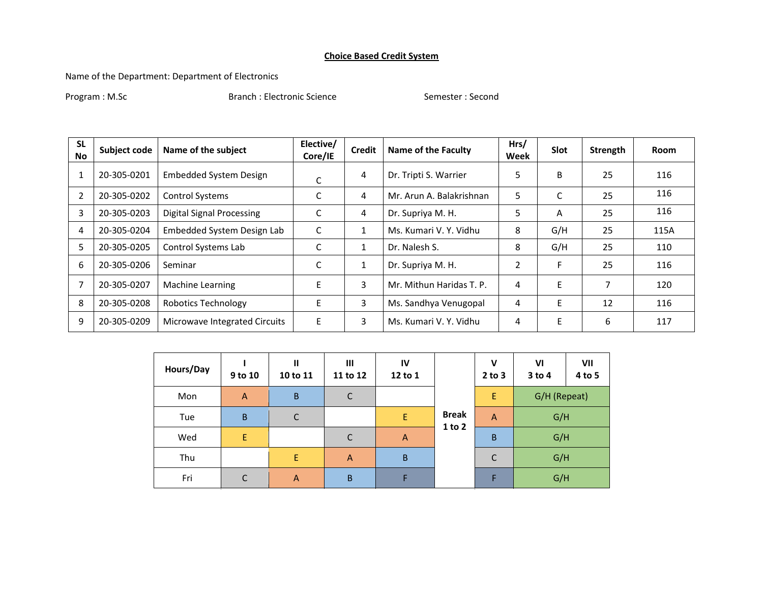## Choice Based Credit System

Name of the Department: Department of Electronics

Program : M.Sc Branch : Electronic Science Semester : Second

| SL No | Subject code | Name of the subject | Elective/ Core/IE | Credit | Name of the Faculty | Hrs/ Week | Slot | Strength | Room |
|---|---|---|---|---|---|---|---|---|---|
| 1 | 20-305-0201 | Embedded System Design | C | 4 | Dr. Tripti S. Warrier | 5 | B | 25 | 116 |
| 2 | 20-305-0202 | Control Systems | C | 4 | Mr. Arun A. Balakrishnan | 5 | C | 25 | 116 |
| 3 | 20-305-0203 | Digital Signal Processing | C | 4 | Dr. Supriya M. H. | 5 | A | 25 | 116 |
| 4 | 20-305-0204 | Embedded System Design Lab | C | 1 | Ms. Kumari V. Y. Vidhu | 8 | G/H | 25 | 115A |
| 5 | 20-305-0205 | Control Systems Lab | C | 1 | Dr. Nalesh S. | 8 | G/H | 25 | 110 |
| 6 | 20-305-0206 | Seminar | C | 1 | Dr. Supriya M. H. | 2 | F | 25 | 116 |
| 7 | 20-305-0207 | Machine Learning | E | 3 | Mr. Mithun Haridas T. P. | 4 | E | 7 | 120 |
| 8 | 20-305-0208 | Robotics Technology | E | 3 | Ms. Sandhya Venugopal | 4 | E | 12 | 116 |
| 9 | 20-305-0209 | Microwave Integrated Circuits | E | 3 | Ms. Kumari V. Y. Vidhu | 4 | E | 6 | 117 |

| Hours/Day | I 9 to 10 | II 10 to 11 | III 11 to 12 | IV 12 to 1 | | V 2 to 3 | VI 3 to 4 | VII 4 to 5 |
|---|---|---|---|---|---|---|---|---|
| Mon | A | B | C | | Break 1 to 2 | E | G/H (Repeat) | |
| Tue | B | C | | E | | A | G/H | |
| Wed | E | | C | A | | B | G/H | |
| Thu | | E | A | B | | C | G/H | |
| Fri | C | A | B | F | | F | G/H | |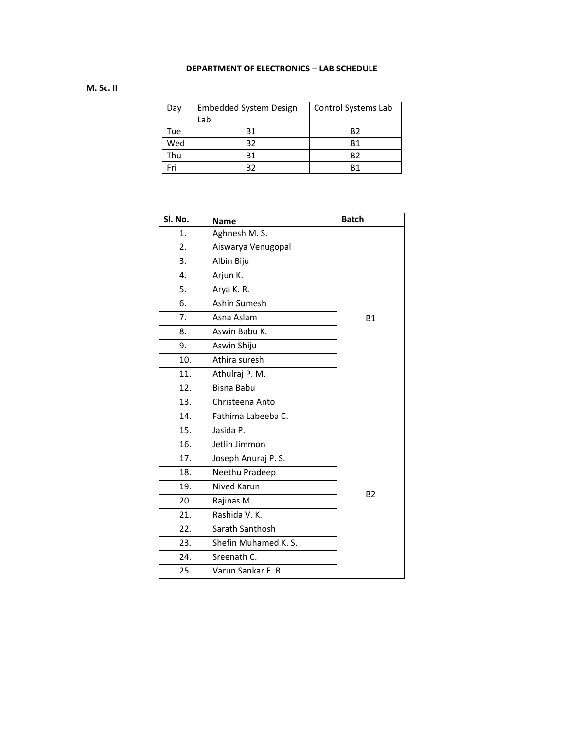**DEPARTMENT OF ELECTRONICS – LAB SCHEDULE**

**M. Sc. II**

| Day | Embedded System Design Lab | Control Systems Lab |
|---|---|---|
| Tue | B1 | B2 |
| Wed | B2 | B1 |
| Thu | B1 | B2 |
| Fri | B2 | B1 |

| Sl. No. | Name | Batch |
|---|---|---|
| 1. | Aghnesh M. S. | B1 |
| 2. | Aiswarya Venugopal | |
| 3. | Albin Biju | |
| 4. | Arjun K. | |
| 5. | Arya K. R. | |
| 6. | Ashin Sumesh | |
| 7. | Asna Aslam | |
| 8. | Aswin Babu K. | |
| 9. | Aswin Shiju | |
| 10. | Athira suresh | |
| 11. | Athulraj P. M. | |
| 12. | Bisna Babu | |
| 13. | Christeena Anto | |
| 14. | Fathima Labeeba C. | B2 |
| 15. | Jasida P. | |
| 16. | Jetlin Jimmon | |
| 17. | Joseph Anuraj P. S. | |
| 18. | Neethu Pradeep | |
| 19. | Nived Karun | |
| 20. | Rajinas M. | |
| 21. | Rashida V. K. | |
| 22. | Sarath Santhosh | |
| 23. | Shefin Muhamed K. S. | |
| 24. | Sreenath C. | |
| 25. | Varun Sankar E. R. | |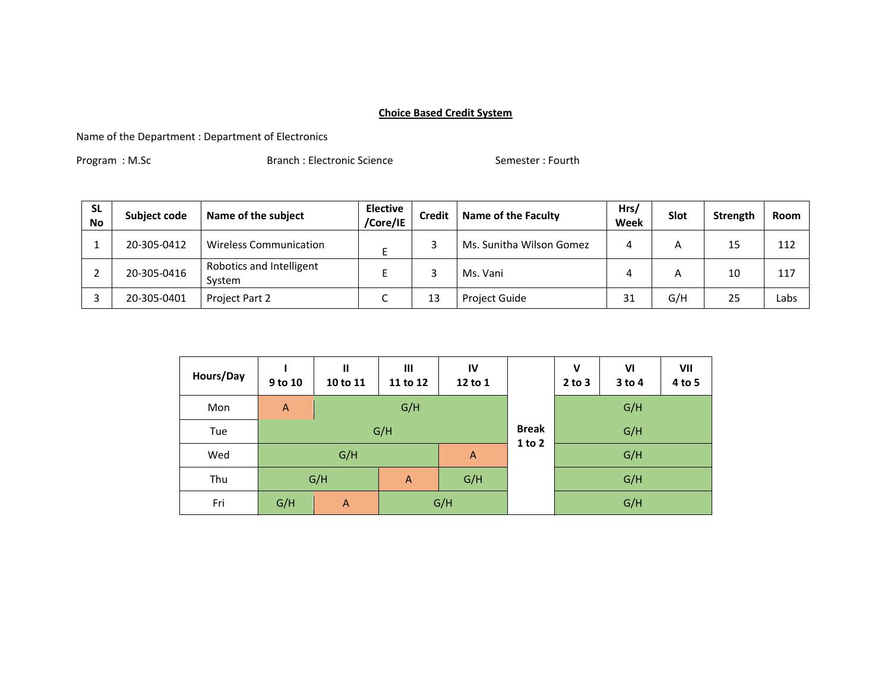**Choice Based Credit System**

Name of the Department : Department of Electronics

Program : M.Sc Branch : Electronic Science Semester : Fourth

| SL No | Subject code | Name of the subject | Elective /Core/IE | Credit | Name of the Faculty | Hrs/ Week | Slot | Strength | Room |
|---|---|---|---|---|---|---|---|---|---|
| 1 | 20-305-0412 | Wireless Communication | E | 3 | Ms. Sunitha Wilson Gomez | 4 | A | 15 | 112 |
| 2 | 20-305-0416 | Robotics and Intelligent System | E | 3 | Ms. Vani | 4 | A | 10 | 117 |
| 3 | 20-305-0401 | Project Part 2 | C | 13 | Project Guide | 31 | G/H | 25 | Labs |

| Hours/Day | I 9 to 10 | II 10 to 11 | III 11 to 12 | IV 12 to 1 | Break 1 to 2 | V 2 to 3 | VI 3 to 4 | VII 4 to 5 |
|---|---|---|---|---|---|---|---|---|
| Mon | A | G/H | G/H | G/H | | G/H | G/H | G/H |
| Tue | G/H | G/H | G/H | G/H | | G/H | G/H | G/H |
| Wed | G/H | G/H | G/H | A | | G/H | G/H | G/H |
| Thu | G/H | G/H | A | G/H | | G/H | G/H | G/H |
| Fri | G/H | A | G/H | G/H | | G/H | G/H | G/H |